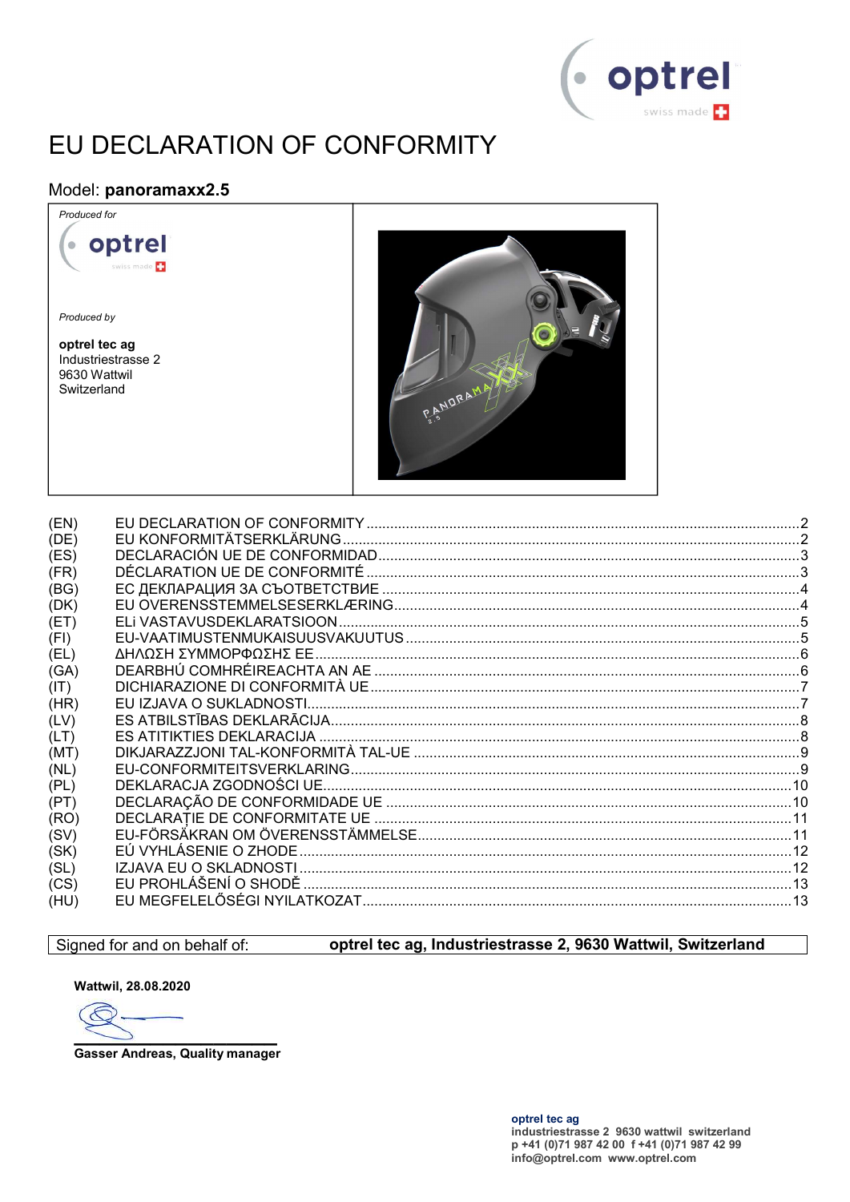# EU DECLARATION OF CONFORMITY

## Model: **panoramaxx2.5**

| *Produced for* | |
|---|---|
| optrel swiss made | |
| *Produced by* | |
| **optrel tec ag**<br>Industriestrasse 2<br>9630 Wattwil<br>Switzerland | |

| | | |
|---|---|---|
| (EN) | EU DECLARATION OF CONFORMITY | 2 |
| (DE) | EU KONFORMITÄTSERKLÄRUNG | 2 |
| (ES) | DECLARACIÓN UE DE CONFORMIDAD | 3 |
| (FR) | DÉCLARATION UE DE CONFORMITÉ | 3 |
| (BG) | ЕС ДЕКЛАРАЦИЯ ЗА СЪОТВЕТСТВИЕ | 4 |
| (DK) | EU OVERENSSTEMMELSESERKLÆRING | 4 |
| (ET) | ELi VASTAVUSDEKLARATSIOON | 5 |
| (FI) | EU-VAATIMUSTENMUKAISUUSVAKUUTUS | 5 |
| (EL) | ΔΗΛΩΣΗ ΣΥΜΜΟΡΦΩΣΗΣ ΕΕ | 6 |
| (GA) | DEARBHÚ COMHRÉIREACHTA AN AE | 6 |
| (IT) | DICHIARAZIONE DI CONFORMITÀ UE | 7 |
| (HR) | EU IZJAVA O SUKLADNOSTI | 7 |
| (LV) | ES ATBILSTĪBAS DEKLARĀCIJA | 8 |
| (LT) | ES ATITIKTIES DEKLARACIJA | 8 |
| (MT) | DIKJARAZZJONI TAL-KONFORMITÀ TAL-UE | 9 |
| (NL) | EU-CONFORMITEITSVERKLARING | 9 |
| (PL) | DEKLARACJA ZGODNOŚCI UE | 10 |
| (PT) | DECLARAÇÃO DE CONFORMIDADE UE | 10 |
| (RO) | DECLARAȚIE DE CONFORMITATE UE | 11 |
| (SV) | EU-FÖRSÄKRAN OM ÖVERENSSTÄMMELSE | 11 |
| (SK) | EÚ VYHLÁSENIE O ZHODE | 12 |
| (SL) | IZJAVA EU O SKLADNOSTI | 12 |
| (CS) | EU PROHLÁŠENÍ O SHODĚ | 13 |
| (HU) | EU MEGFELELŐSÉGI NYILATKOZAT | 13 |

| Signed for and on behalf of: | **optrel tec ag, Industriestrasse 2, 9630 Wattwil, Switzerland** |
|---|---|

**Wattwil, 28.08.2020**

**Gasser Andreas, Quality manager**

**optrel tec ag**
**industriestrasse 2 9630 wattwil switzerland**
**p +41 (0)71 987 42 00 f +41 (0)71 987 42 99**
**info@optrel.com www.optrel.com**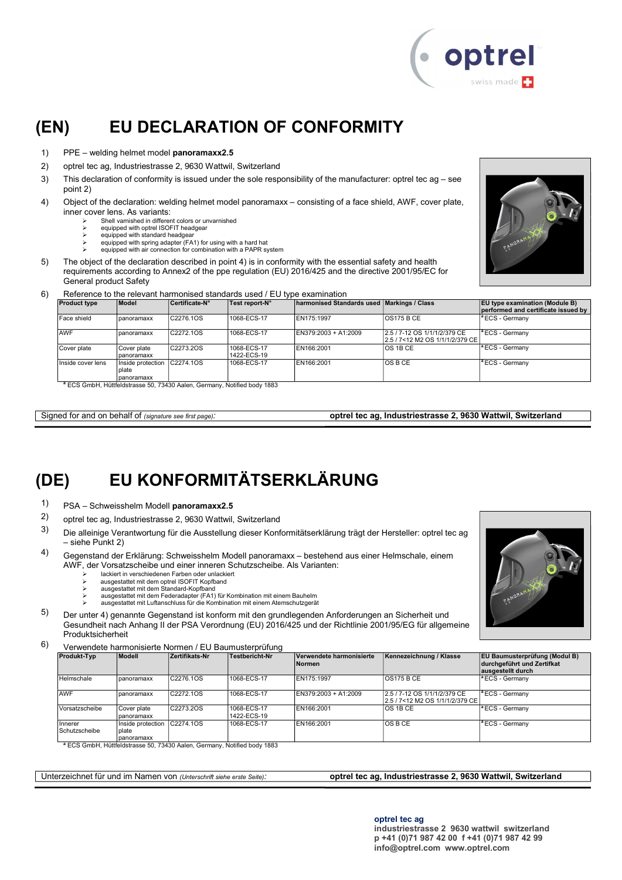# (EN) EU DECLARATION OF CONFORMITY

1) PPE – welding helmet model **panoramaxx2.5**
2) optrel tec ag, Industriestrasse 2, 9630 Wattwil, Switzerland
3) This declaration of conformity is issued under the sole responsibility of the manufacturer: optrel tec ag – see point 2)
4) Object of the declaration: welding helmet model panoramaxx – consisting of a face shield, AWF, cover plate, inner cover lens. As variants:
   - Shell varnished in different colors or unvarnished
   - equipped with optrel ISOFIT headgear
   - equipped with standard headgear
   - equipped with spring adapter (FA1) for using with a hard hat
   - equipped with air connection for combination with a PAPR system
5) The object of the declaration described in point 4) is in conformity with the essential safety and health requirements according to Annex2 of the ppe regulation (EU) 2016/425 and the directive 2001/95/EC for General product Safety
6) Reference to the relevant harmonised standards used / EU type examination

| Product type | Model | Certificate-N° | Test report-N° | harmonised Standards used | Markings / Class | EU type examination (Module B) performed and certificate issued by |
|---|---|---|---|---|---|---|
| Face shield | panoramaxx | C2276.1OS | 1068-ECS-17 | EN175:1997 | OS175 B CE | [a] ECS - Germany |
| AWF | panoramaxx | C2272.1OS | 1068-ECS-17 | EN379:2003 + A1:2009 | 2.5 / 7-12 OS 1/1/1/2/379 CE 2.5 / 7<12 M2 OS 1/1/1/2/379 CE | [a] ECS - Germany |
| Cover plate | Cover plate panoramaxx | C2273.2OS | 1068-ECS-17 1422-ECS-19 | EN166:2001 | OS 1B CE | [a] ECS - Germany |
| Inside cover lens | Inside protection plate panoramaxx | C2274.1OS | 1068-ECS-17 | EN166:2001 | OS B CE | [a] ECS - Germany |

[a] ECS GmbH, Hüttfeldstrasse 50, 73430 Aalen, Germany, Notified body 1883

Signed for and on behalf of *(signature see first page)*: **optrel tec ag, Industriestrasse 2, 9630 Wattwil, Switzerland**

# (DE) EU KONFORMITÄTSERKLÄRUNG

1) PSA – Schweisshelm Modell **panoramaxx2.5**
2) optrel tec ag, Industriestrasse 2, 9630 Wattwil, Switzerland
3) Die alleinige Verantwortung für die Ausstellung dieser Konformitätserklärung trägt der Hersteller: optrel tec ag – siehe Punkt 2)
4) Gegenstand der Erklärung: Schweisshelm Modell panoramaxx – bestehend aus einer Helmschale, einem AWF, der Vorsatzscheibe und einer inneren Schutzscheibe. Als Varianten:
   - lackiert in verschiedenen Farben oder unlackiert
   - ausgestattet mit dem optrel ISOFIT Kopfband
   - ausgestattet mit dem Standard-Kopfband
   - ausgestattet mit dem Federadapter (FA1) für Kombination mit einem Bauhelm
   - ausgestattet mit Luftanschluss für die Kombination mit einem Atemschutzgerät
5) Der unter 4) genannte Gegenstand ist konform mit den grundlegenden Anforderungen an Sicherheit und Gesundheit nach Anhang II der PSA Verordnung (EU) 2016/425 und der Richtlinie 2001/95/EG für allgemeine Produktsicherheit
6) Verwendete harmonisierte Normen / EU Baumusterprüfung

| Produkt-Typ | Modell | Zertifikats-Nr | Testbericht-Nr | Verwendete harmonisierte Normen | Kennezeichnung / Klasse | EU Baumusterprüfung (Modul B) durchgeführt und Zertifkat ausgestellt durch |
|---|---|---|---|---|---|---|
| Helmschale | panoramaxx | C2276.1OS | 1068-ECS-17 | EN175:1997 | OS175 B CE | [a] ECS - Germany |
| AWF | panoramaxx | C2272.1OS | 1068-ECS-17 | EN379:2003 + A1:2009 | 2.5 / 7-12 OS 1/1/1/2/379 CE 2.5 / 7<12 M2 OS 1/1/1/2/379 CE | [a] ECS - Germany |
| Vorsatzscheibe | Cover plate panoramaxx | C2273.2OS | 1068-ECS-17 1422-ECS-19 | EN166:2001 | OS 1B CE | [a] ECS - Germany |
| Innerer Schutzscheibe | Inside protection plate panoramaxx | C2274.1OS | 1068-ECS-17 | EN166:2001 | OS B CE | [a] ECS - Germany |

[a] ECS GmbH, Hüttfeldstrasse 50, 73430 Aalen, Germany, Notified body 1883

Unterzeichnet für und im Namen von *(Unterschrift siehe erste Seite)*: **optrel tec ag, Industriestrasse 2, 9630 Wattwil, Switzerland**

**optrel tec ag**
**industriestrasse 2 9630 wattwil switzerland**
**p +41 (0)71 987 42 00 f +41 (0)71 987 42 99**
**info@optrel.com www.optrel.com**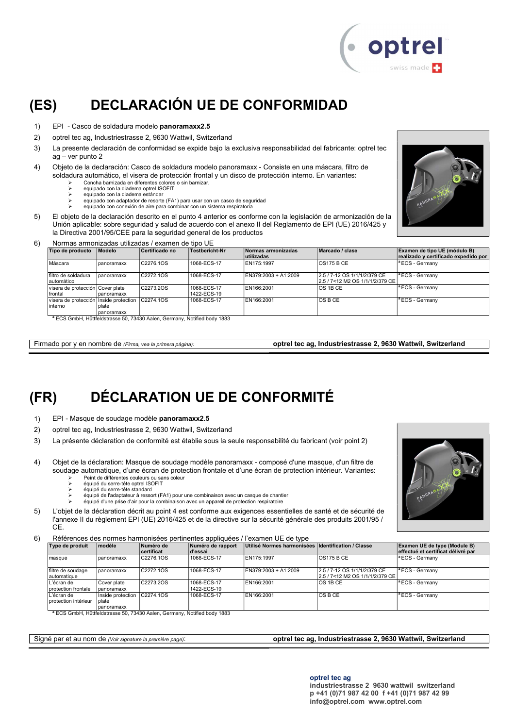# (ES) DECLARACIÓN UE DE CONFORMIDAD

1) EPI - Casco de soldadura modelo **panoramaxx2.5**
2) optrel tec ag, Industriestrasse 2, 9630 Wattwil, Switzerland
3) La presente declaración de conformidad se expide bajo la exclusiva responsabilidad del fabricante: optrel tec ag – ver punto 2
4) Objeto de la declaración: Casco de soldadura modelo panoramaxx - Consiste en una máscara, filtro de soldadura automático, el visera de protección frontal y un disco de protección interno. En variantes:
   - Concha barnizada en diferentes colores o sin barnizar.
   - equipado con la diadema optrel ISOFIT
   - equipado con la diadema estándar
   - equipado con adaptador de resorte (FA1) para usar con un casco de seguridad
   - equipado con conexión de aire para combinar con un sistema respiratoria
5) El objeto de la declaración descrito en el punto 4 anterior es conforme con la legislación de armonización de la Unión aplicable: sobre seguridad y salud de acuerdo con el anexo II del Reglamento de EPI (UE) 2016/425 y la Directiva 2001/95/CEE para la seguridad general de los productos
6) Normas armonizadas utilizadas / examen de tipo UE

| Tipo de producto | Modelo | Certificado no | Testbericht-Nr | Normas armonizadas utilizadas | Marcado / clase | Examen de tipo UE (módulo B) realizado y certificado expedido por |
|---|---|---|---|---|---|---|
| Máscara | panoramaxx | C2276.1OS | 1068-ECS-17 | EN175:1997 | OS175 B CE | [a] ECS - Germany |
| filtro de soldadura automático | panoramaxx | C2272.1OS | 1068-ECS-17 | EN379:2003 + A1:2009 | 2.5 / 7-12 OS 1/1/1/2/379 CE 2.5 / 7<12 M2 OS 1/1/1/2/379 CE | [a] ECS - Germany |
| visera de protección frontal | Cover plate panoramaxx | C2273.2OS | 1068-ECS-17 1422-ECS-19 | EN166:2001 | OS 1B CE | [a] ECS - Germany |
| visera de protección interno | Inside protection plate panoramaxx | C2274.1OS | 1068-ECS-17 | EN166:2001 | OS B CE | [a] ECS - Germany |

[a] ECS GmbH, Hüttfeldstrasse 50, 73430 Aalen, Germany, Notified body 1883

Firmado por y en nombre de *(Firma, vea la primera página)*: **optrel tec ag, Industriestrasse 2, 9630 Wattwil, Switzerland**

# (FR) DÉCLARATION UE DE CONFORMITÉ

1) EPI - Masque de soudage modèle **panoramaxx2.5**
2) optrel tec ag, Industriestrasse 2, 9630 Wattwil, Switzerland
3) La présente déclaration de conformité est établie sous la seule responsabilité du fabricant (voir point 2)
4) Objet de la déclaration: Masque de soudage modèle panoramaxx - composé d'une masque, d'un filtre de soudage automatique, d'une écran de protection frontale et d'une écran de protection intérieur. Variantes:
   - Peint de différentes couleurs ou sans coleur
   - équipé du serre-tête optrel ISOFIT
   - équipé du serre-tête standard
   - équipé de l'adaptateur à ressort (FA1) pour une combinaison avec un casque de chantier
   - équipé d'une prise d'air pour la combinaison avec un appareil de protection respiratoire
5) L'objet de la déclaration décrit au point 4 est conforme aux exigences essentielles de santé et de sécurité de l'annexe II du règlement EPI (UE) 2016/425 et de la directive sur la sécurité générale des produits 2001/95 / CE.
6) Références des normes harmonisées pertinentes appliquées / l'examen UE de type

| Type de produit | modèle | Numéro de certificat | Numéro de rapport d'essai | Utilisé Normes harmonisées | Identification / Classe | Examen UE de type (Module B) effectué et certificat délivré par |
|---|---|---|---|---|---|---|
| masque | panoramaxx | C2276.1OS | 1068-ECS-17 | EN175:1997 | OS175 B CE | [a] ECS - Germany |
| filtre de soudage automatique | panoramaxx | C2272.1OS | 1068-ECS-17 | EN379:2003 + A1:2009 | 2.5 / 7-12 OS 1/1/1/2/379 CE 2.5 / 7<12 M2 OS 1/1/1/2/379 CE | [a] ECS - Germany |
| L'écran de protection frontale | Cover plate panoramaxx | C2273.2OS | 1068-ECS-17 1422-ECS-19 | EN166:2001 | OS 1B CE | [a] ECS - Germany |
| L'écran de protection intérieur | Inside protection plate panoramaxx | C2274.1OS | 1068-ECS-17 | EN166:2001 | OS B CE | [a] ECS - Germany |

[a] ECS GmbH, Hüttfeldstrasse 50, 73430 Aalen, Germany, Notified body 1883

Signé par et au nom de *(Voir signature la première page)*: **optrel tec ag, Industriestrasse 2, 9630 Wattwil, Switzerland**

**optrel tec ag**
**industriestrasse 2 9630 wattwil switzerland**
**p +41 (0)71 987 42 00 f +41 (0)71 987 42 99**
**info@optrel.com www.optrel.com**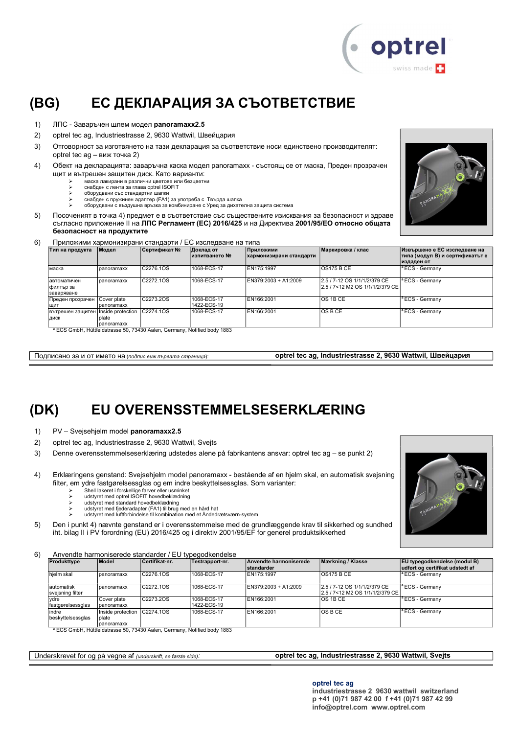# (BG) ЕС ДЕКЛАРАЦИЯ ЗА СЪОТВЕТСТВИЕ

1) ЛПС - Заваръчен шлем модел **panoramaxx2.5**
2) optrel tec ag, Industriestrasse 2, 9630 Wattwil, Швейцария
3) Отговорност за изготвянето на тази декларация за съответствие носи единствено производителят: optrel tec ag – виж точка 2)
4) Обект на декларацията: заваръчна каска модел panoramaxx - състоящ се от маска, Преден прозрачен щит и вътрешен защитен диск. Като варианти:
   - маска лакирани в различни цветове или безцветни
   - снабден с лента за глава optrel ISOFIT
   - оборудвани със стандартни шапки
   - снабден с пружинен адаптер (FA1) за употреба с Твърда шапка
   - оборудвани с въздушна връзка за комбиниране с Уред за дихателна защита система
5) Посоченият в точка 4) предмет е в съответствие със съществените изисквания за безопасност и здраве съгласно приложение II на **ЛПС Регламент (ЕС) 2016/425** и на Директива **2001/95/ЕО относно общата безопасност на продуктите**
6) Приложими хармонизирани стандарти / ЕС изследване на типа

| Тип на продукта | Модел | Сертификат № | Доклад от изпитването № | Приложими хармонизирани стандарти | Маркировка / клас | Извършено е ЕС изследване на типа (модул B) и сертификатът е издаден от |
|---|---|---|---|---|---|---|
| маска | panoramaxx | C2276.1OS | 1068-ECS-17 | EN175:1997 | OS175 B CE | [a] ECS - Germany |
| автоматичен филтър за заваряване | panoramaxx | C2272.1OS | 1068-ECS-17 | EN379:2003 + A1:2009 | 2.5 / 7-12 OS 1/1/1/2/379 CE 2.5 / 7<12 M2 OS 1/1/1/2/379 CE | [a] ECS - Germany |
| Преден прозрачен щит | Cover plate panoramaxx | C2273.2OS | 1068-ECS-17 1422-ECS-19 | EN166:2001 | OS 1B CE | [a] ECS - Germany |
| вътрешен защитен диск | Inside protection plate panoramaxx | C2274.1OS | 1068-ECS-17 | EN166:2001 | OS B CE | [a] ECS - Germany |

[a] ECS GmbH, Hüttfeldstrasse 50, 73430 Aalen, Germany, Notified body 1883

Подписано за и от името на (*подпис виж първата страница*): **optrel tec ag, Industriestrasse 2, 9630 Wattwil, Швейцария**

# (DK) EU OVERENSSTEMMELSESERKLÆRING

1) PV – Svejsehjelm model **panoramaxx2.5**
2) optrel tec ag, Industriestrasse 2, 9630 Wattwil, Svejts
3) Denne overensstemmelseserklæring udstedes alene på fabrikantens ansvar: optrel tec ag – se punkt 2)
4) Erklæringens genstand: Svejsehjelm model panoramaxx - bestående af en hjelm skal, en automatisk svejsning filter, em ydre fastgørelsessglas og em indre beskyttelsessglas. Som varianter:
   - Shell lakeret i forskellige farver eller usminket
   - udstyret med optrel ISOFIT hovedbeklædning
   - udstyret med standard hovedbeklædning
   - udstyret med fjederadapter (FA1) til brug med en hård hat
   - udstyret med luftforbindelse til kombination med et Åndedrætsværn-system
5) Den i punkt 4) nævnte genstand er i overensstemmelse med de grundlæggende krav til sikkerhed og sundhed iht. bilag II i PV forordning (EU) 2016/425 og i direktiv 2001/95/EF for generel produktsikkerhed
6) Anvendte harmoniserede standarder / EU typegodkendelse

| Produkttype | Model | Certifikat-nr. | Testrapport-nr. | Anvendte harmoniserede standarder | Mærkning / Klasse | EU typegodkendelse (modul B) udført og certifikat udstedt af |
|---|---|---|---|---|---|---|
| hjelm skal | panoramaxx | C2276.1OS | 1068-ECS-17 | EN175:1997 | OS175 B CE | [a] ECS - Germany |
| automatisk svejsning filter | panoramaxx | C2272.1OS | 1068-ECS-17 | EN379:2003 + A1:2009 | 2.5 / 7-12 OS 1/1/1/2/379 CE 2.5 / 7<12 M2 OS 1/1/1/2/379 CE | [a] ECS - Germany |
| ydre fastgørelsessglas | Cover plate panoramaxx | C2273.2OS | 1068-ECS-17 1422-ECS-19 | EN166:2001 | OS 1B CE | [a] ECS - Germany |
| indre beskyttelsessglas | Inside protection plate panoramaxx | C2274.1OS | 1068-ECS-17 | EN166:2001 | OS B CE | [a] ECS - Germany |

[a] ECS GmbH, Hüttfeldstrasse 50, 73430 Aalen, Germany, Notified body 1883

Underskrevet for og på vegne af (*underskrift, se første side*): **optrel tec ag, Industriestrasse 2, 9630 Wattwil, Svejts**

**optrel tec ag**
**industriestrasse 2 9630 wattwil switzerland**
**p +41 (0)71 987 42 00 f +41 (0)71 987 42 99**
**info@optrel.com www.optrel.com**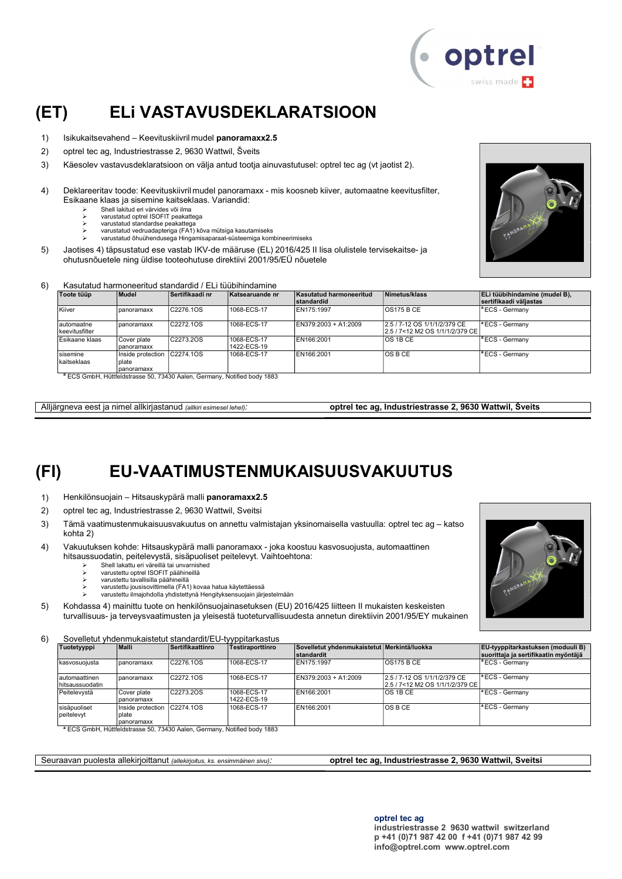# (ET) ELi VASTAVUSDEKLARATSIOON

1) Isikukaitsevahend – Keevituskiivril mudel **panoramaxx2.5**
2) optrel tec ag, Industriestrasse 2, 9630 Wattwil, Šveits
3) Käesolev vastavusdeklaratsioon on välja antud tootja ainuvastutusel: optrel tec ag (vt jaotist 2).
4) Deklareeritav toode: Keevituskiivril mudel panoramaxx - mis koosneb kiiver, automaatne keevitusfilter, Esikaane klaas ja sisemine kaitseklaas. Variandid:
   - Shell lakitud eri värvides või ilma
   - varustatud optrel ISOFIT peakattega
   - varustatud standardse peakattega
   - varustatud vedruadapteriga (FA1) kõva mütsiga kasutamiseks
   - varustatud õhuühendusega Hingamisaparaat-süsteemiga kombineerimiseks
5) Jaotises 4) täpsustatud ese vastab IKV-de määruse (EL) 2016/425 II lisa olulistele tervisekaitse- ja ohutusnõuetele ning üldise tooteohutuse direktiivi 2001/95/EÜ nõuetele
6) Kasutatud harmoneeritud standardid / ELi tüübihindamine

| Toote tüüp | Mudel | Sertifikaadi nr | Katsearuande nr | Kasutatud harmoneeritud standardid | Nimetus/klass | ELi tüübihindamine (mudel B), sertifikaadi väljastas |
|---|---|---|---|---|---|---|
| Kiiver | panoramaxx | C2276.1OS | 1068-ECS-17 | EN175:1997 | OS175 B CE | [a] ECS - Germany |
| automaatne keevitusfilter | panoramaxx | C2272.1OS | 1068-ECS-17 | EN379:2003 + A1:2009 | 2.5 / 7-12 OS 1/1/1/2/379 CE<br>2.5 / 7<12 M2 OS 1/1/1/2/379 CE | [a] ECS - Germany |
| Esikaane klaas | Cover plate panoramaxx | C2273.2OS | 1068-ECS-17<br>1422-ECS-19 | EN166:2001 | OS 1B CE | [a] ECS - Germany |
| sisemine kaitseklaas | Inside protection plate panoramaxx | C2274.1OS | 1068-ECS-17 | EN166:2001 | OS B CE | [a] ECS - Germany |

[a] ECS GmbH, Hüttfeldstrasse 50, 73430 Aalen, Germany, Notified body 1883

Alljärgneva eest ja nimel allkirjastanud *(allkiri esimesel lehel)*: **optrel tec ag, Industriestrasse 2, 9630 Wattwil, Šveits**

# (FI) EU-VAATIMUSTENMUKAISUUSVAKUUTUS

1) Henkilönsuojain – Hitsauskypärä malli **panoramaxx2.5**
2) optrel tec ag, Industriestrasse 2, 9630 Wattwil, Sveitsi
3) Tämä vaatimustenmukaisuusvakuutus on annettu valmistajan yksinomaisella vastuulla: optrel tec ag – katso kohta 2)
4) Vakuutuksen kohde: Hitsauskypärä malli panoramaxx - joka koostuu kasvosuojusta, automaattinen hitsaussuodatin, peitelevystä, sisäpuoliset peitelevyt. Vaihtoehtona:
   - Shell lakattu eri väreillä tai unvarnished
   - varustettu optrel ISOFIT päähineillä
   - varustettu tavallisilla päähineillä
   - varustettu jousisovittimella (FA1) kovaa hatua käytettäessä
   - varustettu ilmajohdolla yhdistettynä Hengityksensuojain järjestelmään
5) Kohdassa 4) mainittu tuote on henkilönsuojainasetuksen (EU) 2016/425 liitteen II mukaisten keskeisten turvallisuus- ja terveysvaatimusten ja yleisestä tuoteturvallisuudesta annetun direktiivin 2001/95/EY mukainen
6) Sovelletut yhdenmukaistetut standardit/EU-tyyppitarkastus

| Tuotetyyppi | Malli | Sertifikaattinro | Testiraporttinro | Sovelletut yhdenmukaistetut standardit | Merkintä/luokka | EU-tyyppitarkastuksen (moduuli B) suorittaja ja sertifikaatin myöntäjä |
|---|---|---|---|---|---|---|
| kasvosuojusta | panoramaxx | C2276.1OS | 1068-ECS-17 | EN175:1997 | OS175 B CE | [a] ECS - Germany |
| automaattinen hitsaussuodatin | panoramaxx | C2272.1OS | 1068-ECS-17 | EN379:2003 + A1:2009 | 2.5 / 7-12 OS 1/1/1/2/379 CE<br>2.5 / 7<12 M2 OS 1/1/1/2/379 CE | [a] ECS - Germany |
| Peitelevystä | Cover plate panoramaxx | C2273.2OS | 1068-ECS-17<br>1422-ECS-19 | EN166:2001 | OS 1B CE | [a] ECS - Germany |
| sisäpuoliset peitelevyt | Inside protection plate panoramaxx | C2274.1OS | 1068-ECS-17 | EN166:2001 | OS B CE | [a] ECS - Germany |

[a] ECS GmbH, Hüttfeldstrasse 50, 73430 Aalen, Germany, Notified body 1883

Seuraavan puolesta allekirjoittanut *(allekirjoitus, ks. ensimmäinen sivu)*: **optrel tec ag, Industriestrasse 2, 9630 Wattwil, Sveitsi**

**optrel tec ag**
**industriestrasse 2 9630 wattwil switzerland**
**p +41 (0)71 987 42 00 f +41 (0)71 987 42 99**
**info@optrel.com www.optrel.com**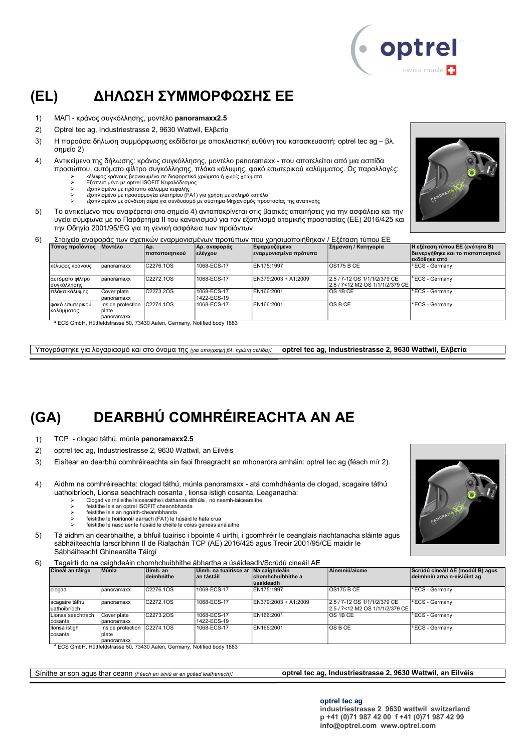# (EL) ΔΗΛΩΣΗ ΣΥΜΜΟΡΦΩΣΗΣ ΕΕ

1) ΜΑΠ - κράνος συγκόλλησης, μοντέλο **panoramaxx2.5**
2) Optrel tec ag, Industriestrasse 2, 9630 Wattwil, Ελβετία
3) Η παρούσα δήλωση συμμόρφωσης εκδίδεται με αποκλειστική ευθύνη του κατασκευαστή: optrel tec ag – βλ. σημείο 2)
4) Αντικείμενο της δήλωσης: κράνος συγκόλλησης, μοντέλο panoramaxx - που αποτελείται από μια ασπίδα προσώπου, αυτόματο φίλτρο συγκόλλησης, πλάκα κάλυψης, φακό εσωτερικού καλύμματος. Ως παραλλαγές:
   - κέλυφος κράνους βερνικωμένο σε διαφορετικά χρώματα ή χωρίς χρώματα
   - Εξοπλισ μένο με optrel ISOFIT Κεφαλόδεσμος
   - εξοπλισμένο με πρότυπο κάλυμμα κεφαλής
   - εξοπλισμένο με προσαρμογέα ελατηρίου (FA1) για χρήση με σκληρό καπέλο
   - εξοπλισμένο με σύνδεση αέρα για συνδυασμό με σύστημα Μηχανισμός προστασίας της αναπνοής
5) Το αντικείμενο που αναφέρεται στο σημείο 4) ανταποκρίνεται στις βασικές απαιτήσεις για την ασφάλεια και την υγεία σύμφωνα με το Παράρτημα II του κανονισμού για τον εξοπλισμό ατομικής προστασίας (ΕΕ) 2016/425 και την Οδηγία 2001/95/EG για τη γενική ασφάλεια των προϊόντων
6) Στοιχεία αναφοράς των σχετικών εναρμονισμένων προτύπων που χρησιμοποιήθηκαν / Εξέταση τύπου ΕΕ

| Τύπος προϊόντος | Μοντέλο | Αρ. πιστοποιητικού | Αρ. αναφοράς ελέγχου | Εφαρμοζόμενα εναρμονισμένα πρότυπα | Σήμανση / Κατηγορία | Η εξέταση τύπου ΕΕ (ενότητα Β) διενεργήθηκε και το πιστοποιητικό εκδόθηκε από |
|---|---|---|---|---|---|---|
| κέλυφος κράνους | panoramaxx | C2276.1OS | 1068-ECS-17 | EN175:1997 | OS175 B CE | [a] ECS - Germany |
| αυτόματο φίλτρο συγκόλλησης | panoramaxx | C2272.1OS | 1068-ECS-17 | EN379:2003 + A1:2009 | 2.5 / 7-12 OS 1/1/1/2/379 CE<br>2.5 / 7<12 M2 OS 1/1/1/2/379 CE | [a] ECS - Germany |
| πλάκα κάλυψης | Cover plate panoramaxx | C2273.2OS | 1068-ECS-17<br>1422-ECS-19 | EN166:2001 | OS 1B CE | [a] ECS - Germany |
| φακό εσωτερικού καλύμματος | Inside protection plate panoramaxx | C2274.1OS | 1068-ECS-17 | EN166:2001 | OS B CE | [a] ECS - Germany |

[a] ECS GmbH, Hüttfeldstrasse 50, 73430 Aalen, Germany, Notified body 1883

Υπογράφτηκε για λογαριασμό και στο όνομα της *(για υπογραφή βλ. πρώτη σελίδα)*: **optrel tec ag, Industriestrasse 2, 9630 Wattwil, Ελβετία**

# (GA) DEARBHÚ COMHRÉIREACHTA AN AE

1) TCP - clogad táthú, múnla **panoramaxx2.5**
2) optrel tec ag, Industriestrasse 2, 9630 Wattwil, an Eilvéis
3) Eisítear an dearbhú comhréireachta sin faoi fhreagracht an mhonaróra amháin: optrel tec ag (féach mír 2).
4) Aidhm na comhréireachta: clogad táthú, múnla panoramaxx - atá comhdhéanta de clogad, scagaire táthú uathoibríoch, Lionsa seachtrach cosanta , lionsa istigh cosanta, Leaganacha:
   - Clogad veirnéisithe laicearaithe i dathanna difriúla , nó neamh-laicearaithe
   - feistithe leis an optrel ISOFIT cheannbhanda
   - feistithe leis an ngnáth-cheannbhanda
   - feistithe le hoiriúnóir earrach (FA1) le húsáid le hata crua
   - feistithe le nasc aer le húsáid le chéile le córas gaireas análaithe
5) Tá aidhm an dearbhaithe, a bhfuil tuairisc i bpointe 4 uirthi, i gcomhréir le ceanglais riachtanacha sláinte agus sábháilteachta Iarscríbhinn II de Rialachán TCP (AE) 2016/425 agus Treoir 2001/95/CE maidir le Sábháilteacht Ghinearálta Táirgí
6) Tagairtí do na caighdeáin chomhchuibhithe ábhartha a úsáideadh/Scrúdú cineáil AE

| Cineál an táirge | Múnla | Uimh. an deimhnithe | Uimh. na tuairisce ar an tástáil | Na caighdeáin chomhchuibhithe a úsáideadh | Ainmniú/aicme | Scrúdú cineáil AE (modúl B) agus deimhniú arna n-eisiúint ag |
|---|---|---|---|---|---|---|
| clogad | panoramaxx | C2276.1OS | 1068-ECS-17 | EN175:1997 | OS175 B CE | [a] ECS - Germany |
| scagaire táthú uathoibríoch | panoramaxx | C2272.1OS | 1068-ECS-17 | EN379:2003 + A1:2009 | 2.5 / 7-12 OS 1/1/1/2/379 CE<br>2.5 / 7<12 M2 OS 1/1/1/2/379 CE | [a] ECS - Germany |
| Lionsa seachtrach cosanta | Cover plate panoramaxx | C2273.2OS | 1068-ECS-17<br>1422-ECS-19 | EN166:2001 | OS 1B CE | [a] ECS - Germany |
| lionsa istigh cosanta | Inside protection plate panoramaxx | C2274.1OS | 1068-ECS-17 | EN166:2001 | OS B CE | [a] ECS - Germany |

[a] ECS GmbH, Hüttfeldstrasse 50, 73430 Aalen, Germany, Notified body 1883

Sínithe ar son agus thar ceann *(Féach an síniú ar an gcéad leathanach)*: **optrel tec ag, Industriestrasse 2, 9630 Wattwil, an Eilvéis**

**optrel tec ag**
**industriestrasse 2 9630 wattwil switzerland**
**p +41 (0)71 987 42 00 f +41 (0)71 987 42 99**
**info@optrel.com www.optrel.com**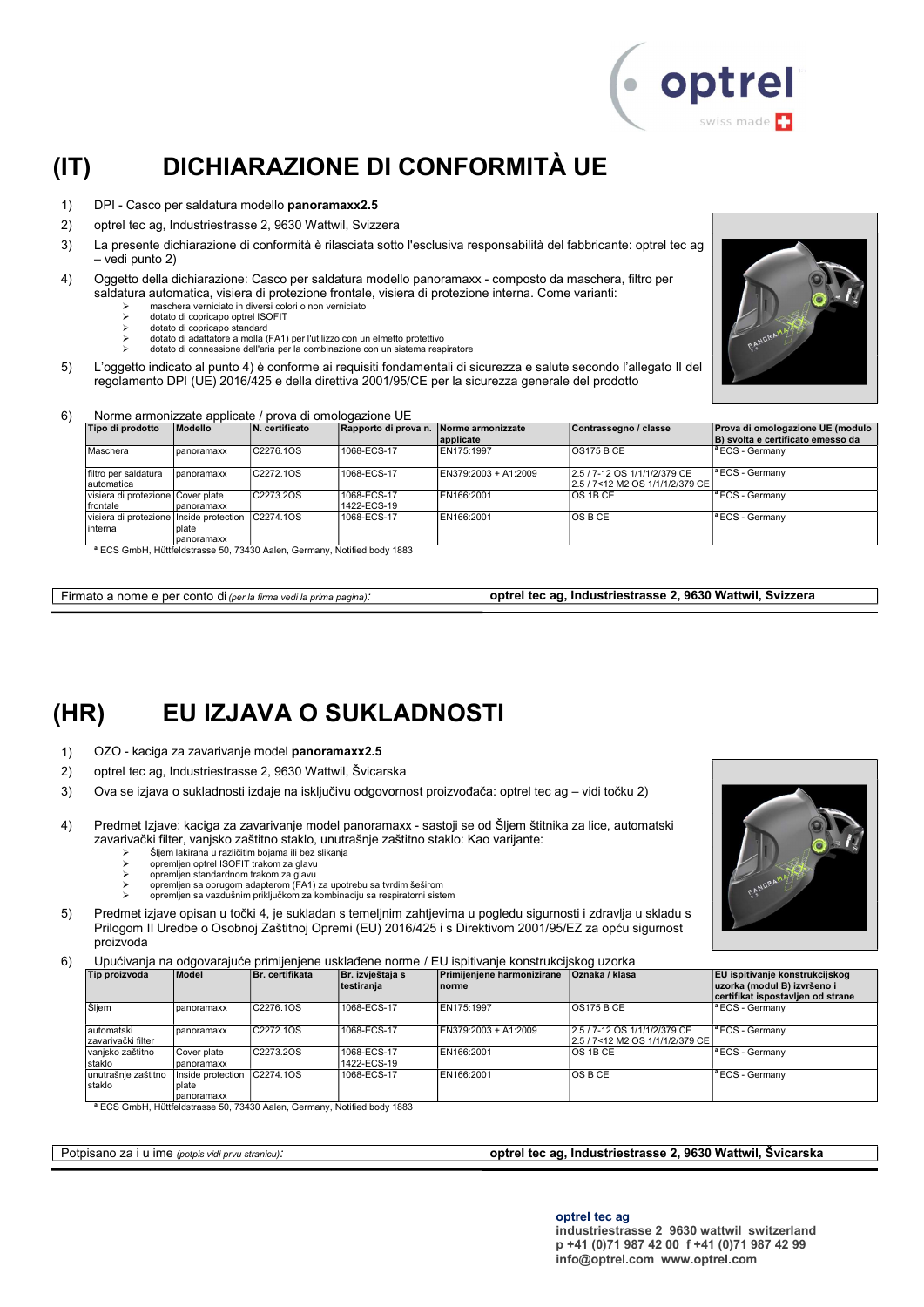# (IT) DICHIARAZIONE DI CONFORMITÀ UE

1) DPI - Casco per saldatura modello **panoramaxx2.5**
2) optrel tec ag, Industriestrasse 2, 9630 Wattwil, Svizzera
3) La presente dichiarazione di conformità è rilasciata sotto l'esclusiva responsabilità del fabbricante: optrel tec ag – vedi punto 2)
4) Oggetto della dichiarazione: Casco per saldatura modello panoramaxx - composto da maschera, filtro per saldatura automatica, visiera di protezione frontale, visiera di protezione interna. Come varianti:
   - maschera verniciato in diversi colori o non verniciato
   - dotato di copricapo optrel ISOFIT
   - dotato di copricapo standard
   - dotato di adattatore a molla (FA1) per l'utilizzo con un elmetto protettivo
   - dotato di connessione dell'aria per la combinazione con un sistema respiratore
5) L'oggetto indicato al punto 4) è conforme ai requisiti fondamentali di sicurezza e salute secondo l'allegato II del regolamento DPI (UE) 2016/425 e della direttiva 2001/95/CE per la sicurezza generale del prodotto
6) Norme armonizzate applicate / prova di omologazione UE

| Tipo di prodotto | Modello | N. certificato | Rapporto di prova n. | Norme armonizzate applicate | Contrassegno / classe | Prova di omologazione UE (modulo B) svolta e certificato emesso da |
|---|---|---|---|---|---|---|
| Maschera | panoramaxx | C2276.1OS | 1068-ECS-17 | EN175:1997 | OS175 B CE | [a] ECS - Germany |
| filtro per saldatura automatica | panoramaxx | C2272.1OS | 1068-ECS-17 | EN379:2003 + A1:2009 | 2.5 / 7-12 OS 1/1/1/2/379 CE<br>2.5 / 7<12 M2 OS 1/1/1/2/379 CE | [a] ECS - Germany |
| visiera di protezione frontale | Cover plate panoramaxx | C2273.2OS | 1068-ECS-17<br>1422-ECS-19 | EN166:2001 | OS 1B CE | [a] ECS - Germany |
| visiera di protezione interna | Inside protection plate panoramaxx | C2274.1OS | 1068-ECS-17 | EN166:2001 | OS B CE | [a] ECS - Germany |

[a] ECS GmbH, Hüttfeldstrasse 50, 73430 Aalen, Germany, Notified body 1883

Firmato a nome e per conto di *(per la firma vedi la prima pagina)*: **optrel tec ag, Industriestrasse 2, 9630 Wattwil, Svizzera**

# (HR) EU IZJAVA O SUKLADNOSTI

1) OZO - kaciga za zavarivanje model **panoramaxx2.5**
2) optrel tec ag, Industriestrasse 2, 9630 Wattwil, Švicarska
3) Ova se izjava o sukladnosti izdaje na isključivu odgovornost proizvođača: optrel tec ag – vidi točku 2)
4) Predmet Izjave: kaciga za zavarivanje model panoramaxx - sastoji se od Šljem štitnika za lice, automatski zavarivački filter, vanjsko zaštitno staklo, unutrašnje zaštitno staklo: Kao varijante:
   - Šljem lakirana u različitim bojama ili bez slikanja
   - opremljen optrel ISOFIT trakom za glavu
   - opremljen standardnom trakom za glavu
   - opremljen sa oprugom adapterom (FA1) za upotrebu sa tvrdim šeširom
   - opremljen sa vazdušnim priključkom za kombinaciju sa respiratorni sistem
5) Predmet izjave opisan u točki 4, je sukladan s temeljnim zahtjevima u pogledu sigurnosti i zdravlja u skladu s Prilogom II Uredbe o Osobnoj Zaštitnoj Opremi (EU) 2016/425 i s Direktivom 2001/95/EZ za opću sigurnost proizvoda
6) Upućivanja na odgovarajuće primijenjene usklađene norme / EU ispitivanje konstrukcijskog uzorka

| Tip proizvoda | Model | Br. certifikata | Br. izvještaja s testiranja | Primijenjene harmonizirane norme | Oznaka / klasa | EU ispitivanje konstrukcijskog uzorka (modul B) izvršeno i certifikat ispostavljen od strane |
|---|---|---|---|---|---|---|
| Šljem | panoramaxx | C2276.1OS | 1068-ECS-17 | EN175:1997 | OS175 B CE | [a] ECS - Germany |
| automatski zavarivački filter | panoramaxx | C2272.1OS | 1068-ECS-17 | EN379:2003 + A1:2009 | 2.5 / 7-12 OS 1/1/1/2/379 CE<br>2.5 / 7<12 M2 OS 1/1/1/2/379 CE | [a] ECS - Germany |
| vanjsko zaštitno staklo | Cover plate panoramaxx | C2273.2OS | 1068-ECS-17<br>1422-ECS-19 | EN166:2001 | OS 1B CE | [a] ECS - Germany |
| unutrašnje zaštitno staklo | Inside protection plate panoramaxx | C2274.1OS | 1068-ECS-17 | EN166:2001 | OS B CE | [a] ECS - Germany |

[a] ECS GmbH, Hüttfeldstrasse 50, 73430 Aalen, Germany, Notified body 1883

Potpisano za i u ime *(potpis vidi prvu stranicu)*: **optrel tec ag, Industriestrasse 2, 9630 Wattwil, Švicarska**

**optrel tec ag**
**industriestrasse 2 9630 wattwil switzerland**
**p +41 (0)71 987 42 00 f +41 (0)71 987 42 99**
**info@optrel.com www.optrel.com**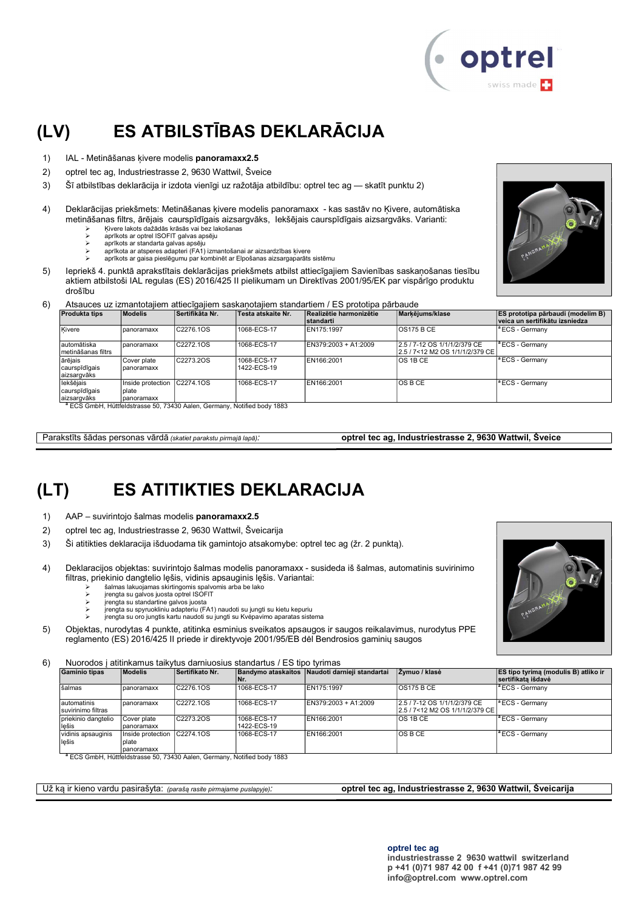# (LV) ES ATBILSTĪBAS DEKLARĀCIJA

1) IAL - Metināšanas ķivere modelis **panoramaxx2.5**
2) optrel tec ag, Industriestrasse 2, 9630 Wattwil, Šveice
3) Šī atbilstības deklarācija ir izdota vienīgi uz ražotāja atbildību: optrel tec ag — skatīt punktu 2)
4) Deklarācijas priekšmets: Metināšanas ķivere modelis panoramaxx - kas sastāv no Ķivere, automātiska metināšanas filtrs, ārējais caurspīdīgais aizsargvāks, Iekšējais caurspīdīgais aizsargvāks. Varianti:
   - Ķivere lakots dažādās krāsās vai bez lakošanas
   - aprīkots ar optrel ISOFIT galvas apsēju
   - aprīkots ar standarta galvas apsēju
   - aprīkota ar atsperes adapteri (FA1) izmantošanai ar aizsardzības ķivere
   - aprīkots ar gaisa pieslēgumu par kombinēt ar Elpošanas aizsargaparāts sistēmu
5) Iepriekš 4. punktā aprakstītais deklarācijas priekšmets atbilst attiecīgajiem Savienības saskaņošanas tiesību aktiem atbilstoši IAL regulas (ES) 2016/425 II pielikumam un Direktīvas 2001/95/EK par vispārīgo produktu drošību
6) Atsauces uz izmantotajiem attiecīgajiem saskaņotajiem standartiem / ES prototipa pārbaude

| Produkta tips | Modelis | Sertifikāta Nr. | Testa atskaite Nr. | Realizētie harmonizētie standarti | Marķējums/klase | ES prototipa pārbaudi (modelim B) veica un sertifikātu izsniedza |
|---|---|---|---|---|---|---|
| Ķivere | panoramaxx | C2276.1OS | 1068-ECS-17 | EN175:1997 | OS175 B CE | [a] ECS - Germany |
| automātiska metināšanas filtrs | panoramaxx | C2272.1OS | 1068-ECS-17 | EN379:2003 + A1:2009 | 2.5 / 7-12 OS 1/1/1/2/379 CE 2.5 / 7<12 M2 OS 1/1/1/2/379 CE | [a] ECS - Germany |
| ārējais caurspīdīgais aizsargvāks | Cover plate panoramaxx | C2273.2OS | 1068-ECS-17 1422-ECS-19 | EN166:2001 | OS 1B CE | [a] ECS - Germany |
| Iekšējais caurspīdīgais aizsargvāks | Inside protection plate panoramaxx | C2274.1OS | 1068-ECS-17 | EN166:2001 | OS B CE | [a] ECS - Germany |

[a] ECS GmbH, Hüttfeldstrasse 50, 73430 Aalen, Germany, Notified body 1883

Parakstīts šādas personas vārdā *(skatiet parakstu pirmajā lapā)*: **optrel tec ag, Industriestrasse 2, 9630 Wattwil, Šveice**

# (LT) ES ATITIKTIES DEKLARACIJA

1) AAP – suvirintojo šalmas modelis **panoramaxx2.5**
2) optrel tec ag, Industriestrasse 2, 9630 Wattwil, Šveicarija
3) Ši atitikties deklaracija išduodama tik gamintojo atsakomybe: optrel tec ag (žr. 2 punktą).
4) Deklaracijos objektas: suvirintojo šalmas modelis panoramaxx - susideda iš šalmas, automatinis suvirinimo filtras, priekinio dangtelio lęšis, vidinis apsauginis lęšis. Variantai:
   - šalmas lakuojamas skirtingomis spalvomis arba be lako
   - įrengta su galvos juosta optrel ISOFIT
   - įrengta su standartine galvos juosta
   - įrengta su spyruokliniu adapteriu (FA1) naudoti su jungti su kietu kepuriu
   - įrengta su oro jungtis kartu naudoti su jungti su Kvėpavimo aparatas sistema
5) Objektas, nurodytas 4 punkte, atitinka esminius sveikatos apsaugos ir saugos reikalavimus, nurodytus PPE reglamento (ES) 2016/425 II priede ir direktyvoje 2001/95/EB dėl Bendrosios gaminių saugos
6) Nuorodos į atitinkamus taikytus darniuosius standartus / ES tipo tyrimas

| Gaminio tipas | Modelis | Sertifikato Nr. | Bandymo ataskaitos Nr. | Naudoti darnieji standartai | Žymuo / klasė | ES tipo tyrimą (modulis B) atliko ir sertifikatą išdavė |
|---|---|---|---|---|---|---|
| šalmas | panoramaxx | C2276.1OS | 1068-ECS-17 | EN175:1997 | OS175 B CE | [a] ECS - Germany |
| automatinis suvirinimo filtras | panoramaxx | C2272.1OS | 1068-ECS-17 | EN379:2003 + A1:2009 | 2.5 / 7-12 OS 1/1/1/2/379 CE 2.5 / 7<12 M2 OS 1/1/1/2/379 CE | [a] ECS - Germany |
| priekinio dangtelio lęšis | Cover plate panoramaxx | C2273.2OS | 1068-ECS-17 1422-ECS-19 | EN166:2001 | OS 1B CE | [a] ECS - Germany |
| vidinis apsauginis lęšis | Inside protection plate panoramaxx | C2274.1OS | 1068-ECS-17 | EN166:2001 | OS B CE | [a] ECS - Germany |

[a] ECS GmbH, Hüttfeldstrasse 50, 73430 Aalen, Germany, Notified body 1883

Už ką ir kieno vardu pasirašyta: *(parašą rasite pirmajame puslapyje)*: **optrel tec ag, Industriestrasse 2, 9630 Wattwil, Šveicarija**

**optrel tec ag**
**industriestrasse 2 9630 wattwil switzerland**
**p +41 (0)71 987 42 00 f +41 (0)71 987 42 99**
**info@optrel.com www.optrel.com**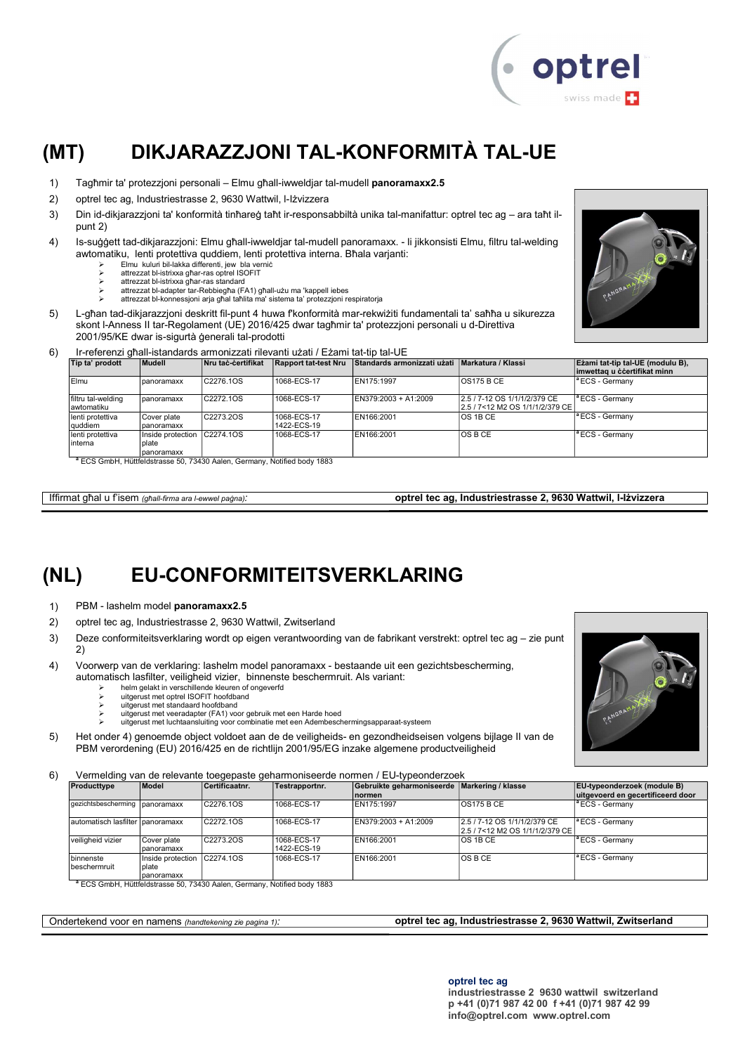# (MT) DIKJARAZZJONI TAL-KONFORMITÀ TAL-UE

1) Tagħmir ta' protezzjoni personali – Elmu għall-iwweldjar tal-mudell **panoramaxx2.5**
2) optrel tec ag, Industriestrasse 2, 9630 Wattwil, l-Iżvizzera
3) Din id-dikjarazzjoni ta' konformità tinħareġ taħt ir-responsabbiltà unika tal-manifattur: optrel tec ag – ara taħt il-punt 2)
4) Is-suġġett tad-dikjarazzjoni: Elmu għall-iwweldjar tal-mudell panoramaxx. - li jikkonsisti Elmu, filtru tal-welding awtomatiku, lenti protettiva quddiem, lenti protettiva interna. Bħala varjanti:
   - Elmu kuluri bil-lakka differenti, jew bla verniċ
   - attrezzat bl-istrixxa għar-ras optrel ISOFIT
   - attrezzat bl-istrixxa għar-ras standard
   - attrezzat bl-adapter tar-Rebbiegħa (FA1) għall-użu ma 'kappell iebes
   - attrezzat bl-konnessjoni arja għal taħlita ma' sistema ta' protezzjoni respiratorja
5) L-għan tad-dikjarazzjoni deskritt fil-punt 4 huwa f'konformità mar-rekwiżiti fundamentali ta' saħħa u sikurezza skont l-Anness II tar-Regolament (UE) 2016/425 dwar tagħmir ta' protezzjoni personali u d-Direttiva 2001/95/KE dwar is-sigurtà ġenerali tal-prodotti
6) Ir-referenzi għall-istandards armonizzati rilevanti użati / Eżami tat-tip tal-UE

| Tip ta' prodott | Mudell | Nru taċ-ċertifikat | Rapport tat-test Nru | Standards armonizzati użati | Markatura / Klassi | Eżami tat-tip tal-UE (modulu B), imwettaq u ċċertifikat minn |
|---|---|---|---|---|---|---|
| Elmu | panoramaxx | C2276.1OS | 1068-ECS-17 | EN175:1997 | OS175 B CE | [a] ECS - Germany |
| filtru tal-welding awtomatiku | panoramaxx | C2272.1OS | 1068-ECS-17 | EN379:2003 + A1:2009 | 2.5 / 7-12 OS 1/1/1/2/379 CE<br>2.5 / 7<12 M2 OS 1/1/1/2/379 CE | [a] ECS - Germany |
| lenti protettiva quddiem | Cover plate panoramaxx | C2273.2OS | 1068-ECS-17<br>1422-ECS-19 | EN166:2001 | OS 1B CE | [a] ECS - Germany |
| lenti protettiva interna | Inside protection plate panoramaxx | C2274.1OS | 1068-ECS-17 | EN166:2001 | OS B CE | [a] ECS - Germany |

[a] ECS GmbH, Hüttfeldstrasse 50, 73430 Aalen, Germany, Notified body 1883

Iffirmat għal u f'isem *(għall-firma ara l-ewwel paġna)*: **optrel tec ag, Industriestrasse 2, 9630 Wattwil, l-Iżvizzera**

# (NL) EU-CONFORMITEITSVERKLARING

1) PBM - lashelm model **panoramaxx2.5**
2) optrel tec ag, Industriestrasse 2, 9630 Wattwil, Zwitserland
3) Deze conformiteitsverklaring wordt op eigen verantwoording van de fabrikant verstrekt: optrel tec ag – zie punt 2)
4) Voorwerp van de verklaring: lashelm model panoramaxx - bestaande uit een gezichtsbescherming, automatisch lasfilter, veiligheid vizier, binnenste beschermruit. Als variant:
   - helm gelakt in verschillende kleuren of ongeverfd
   - uitgerust met optrel ISOFIT hoofdband
   - uitgerust met standaard hoofdband
   - uitgerust met veeradapter (FA1) voor gebruik met een Harde hoed
   - uitgerust met luchtaansluiting voor combinatie met een Adembeschermingsapparaat-systeem
5) Het onder 4) genoemde object voldoet aan de veiligheids- en gezondheidseisen volgens bijlage II van de PBM verordening (EU) 2016/425 en de richtlijn 2001/95/EG inzake algemene productveiligheid
6) Vermelding van de relevante toegepaste geharmoniseerde normen / EU-typeonderzoek

| Producttype | Model | Certificaatnr. | Testrapportnr. | Gebruikte geharmoniseerde normen | Markering / klasse | EU-typeonderzoek (module B) uitgevoerd en gecertificeerd door |
|---|---|---|---|---|---|---|
| gezichtsbescherming | panoramaxx | C2276.1OS | 1068-ECS-17 | EN175:1997 | OS175 B CE | [a] ECS - Germany |
| automatisch lasfilter | panoramaxx | C2272.1OS | 1068-ECS-17 | EN379:2003 + A1:2009 | 2.5 / 7-12 OS 1/1/1/2/379 CE<br>2.5 / 7<12 M2 OS 1/1/1/2/379 CE | [a] ECS - Germany |
| veiligheid vizier | Cover plate panoramaxx | C2273.2OS | 1068-ECS-17<br>1422-ECS-19 | EN166:2001 | OS 1B CE | [a] ECS - Germany |
| binnenste beschermruit | Inside protection plate panoramaxx | C2274.1OS | 1068-ECS-17 | EN166:2001 | OS B CE | [a] ECS - Germany |

[a] ECS GmbH, Hüttfeldstrasse 50, 73430 Aalen, Germany, Notified body 1883

Ondertekend voor en namens *(handtekening zie pagina 1)*: **optrel tec ag, Industriestrasse 2, 9630 Wattwil, Zwitserland**

**optrel tec ag**
**industriestrasse 2 9630 wattwil switzerland**
**p +41 (0)71 987 42 00 f +41 (0)71 987 42 99**
**info@optrel.com www.optrel.com**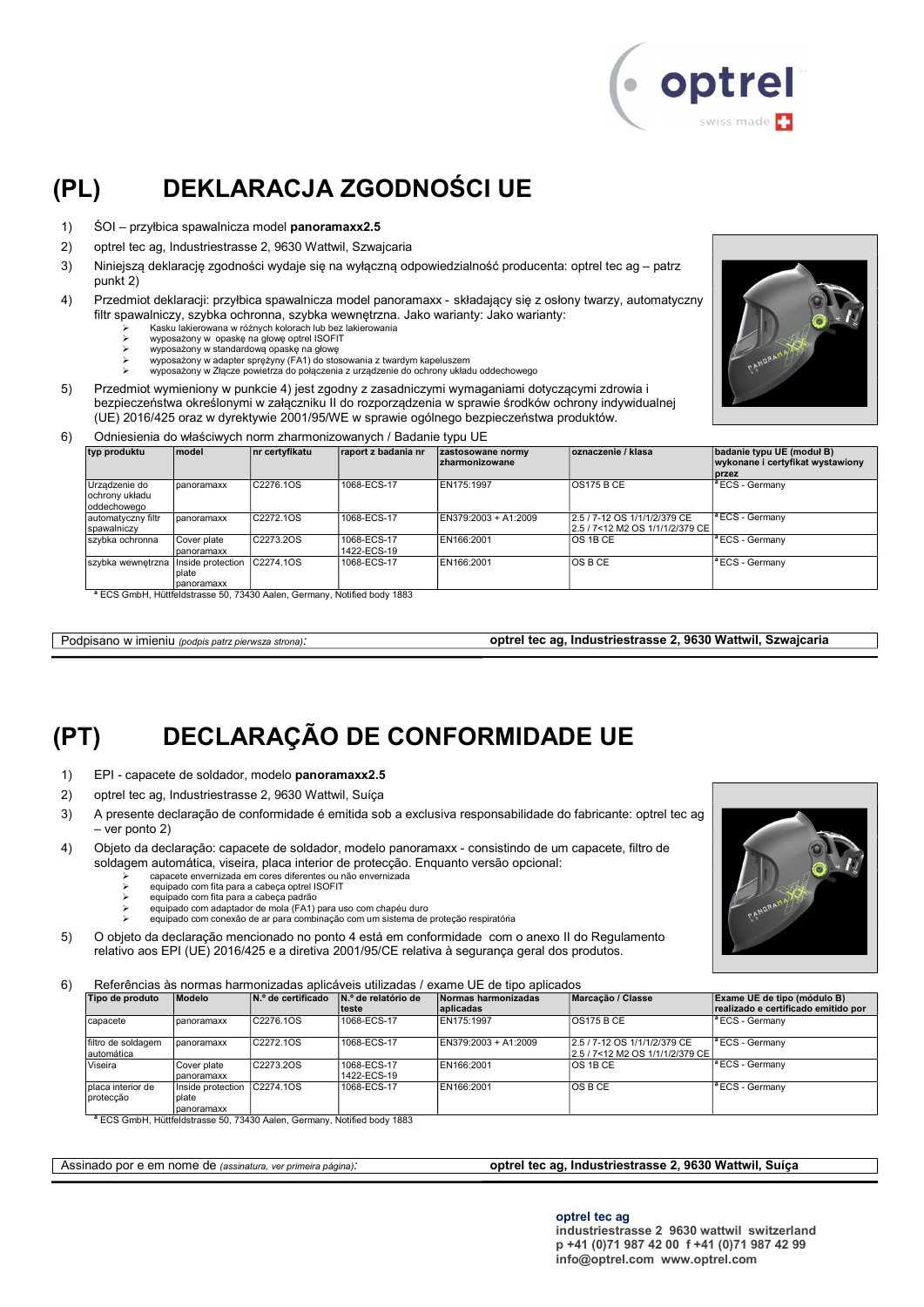# (PL) DEKLARACJA ZGODNOŚCI UE

1) ŚOI – przyłbica spawalnicza model **panoramaxx2.5**
2) optrel tec ag, Industriestrasse 2, 9630 Wattwil, Szwajcaria
3) Niniejszą deklarację zgodności wydaje się na wyłączną odpowiedzialność producenta: optrel tec ag – patrz punkt 2)
4) Przedmiot deklaracji: przyłbica spawalnicza model panoramaxx - składający się z osłony twarzy, automatyczny filtr spawalniczy, szybka ochronna, szybka wewnętrzna. Jako warianty: Jako warianty:
   - Kasku lakierowana w różnych kolorach lub bez lakierowania
   - wyposażony w opaskę na głowę optrel ISOFIT
   - wyposażony w standardową opaskę na głowę
   - wyposażony w adapter sprężyny (FA1) do stosowania z twardym kapeluszem
   - wyposażony w Złącze powietrza do połączenia z urządzenie do ochrony układu oddechowego
5) Przedmiot wymieniony w punkcie 4) jest zgodny z zasadniczymi wymaganiami dotyczącymi zdrowia i bezpieczeństwa określonymi w załączniku II do rozporządzenia w sprawie środków ochrony indywidualnej (UE) 2016/425 oraz w dyrektywie 2001/95/WE w sprawie ogólnego bezpieczeństwa produktów.
6) Odniesienia do właściwych norm zharmonizowanych / Badanie typu UE

| typ produktu | model | nr certyfikatu | raport z badania nr | zastosowane normy zharmonizowane | oznaczenie / klasa | badanie typu UE (moduł B) wykonane i certyfikat wystawiony przez |
|---|---|---|---|---|---|---|
| Urządzenie do ochrony układu oddechowego | panoramaxx | C2276.1OS | 1068-ECS-17 | EN175:1997 | OS175 B CE | [a] ECS - Germany |
| automatyczny filtr spawalniczy | panoramaxx | C2272.1OS | 1068-ECS-17 | EN379:2003 + A1:2009 | 2.5 / 7-12 OS 1/1/1/2/379 CE<br>2.5 / 7<12 M2 OS 1/1/1/2/379 CE | [a] ECS - Germany |
| szybka ochronna | Cover plate panoramaxx | C2273.2OS | 1068-ECS-17<br>1422-ECS-19 | EN166:2001 | OS 1B CE | [a] ECS - Germany |
| szybka wewnętrzna | Inside protection plate panoramaxx | C2274.1OS | 1068-ECS-17 | EN166:2001 | OS B CE | [a] ECS - Germany |

[a] ECS GmbH, Hüttfeldstrasse 50, 73430 Aalen, Germany, Notified body 1883

Podpisano w imieniu *(podpis patrz pierwsza strona)*: **optrel tec ag, Industriestrasse 2, 9630 Wattwil, Szwajcaria**

# (PT) DECLARAÇÃO DE CONFORMIDADE UE

1) EPI - capacete de soldador, modelo **panoramaxx2.5**
2) optrel tec ag, Industriestrasse 2, 9630 Wattwil, Suíça
3) A presente declaração de conformidade é emitida sob a exclusiva responsabilidade do fabricante: optrel tec ag – ver ponto 2)
4) Objeto da declaração: capacete de soldador, modelo panoramaxx - consistindo de um capacete, filtro de soldagem automática, viseira, placa interior de protecção. Enquanto versão opcional:
   - capacete envernizada em cores diferentes ou não envernizada
   - equipado com fita para a cabeça optrel ISOFIT
   - equipado com fita para a cabeça padrão
   - equipado com adaptador de mola (FA1) para uso com chapéu duro
   - equipado com conexão de ar para combinação com um sistema de proteção respiratória
5) O objeto da declaração mencionado no ponto 4 está em conformidade com o anexo II do Regulamento relativo aos EPI (UE) 2016/425 e a diretiva 2001/95/CE relativa à segurança geral dos produtos.
6) Referências às normas harmonizadas aplicáveis utilizadas / exame UE de tipo aplicados

| Tipo de produto | Modelo | N.º de certificado | N.º de relatório de teste | Normas harmonizadas aplicadas | Marcação / Classe | Exame UE de tipo (módulo B) realizado e certificado emitido por |
|---|---|---|---|---|---|---|
| capacete | panoramaxx | C2276.1OS | 1068-ECS-17 | EN175:1997 | OS175 B CE | [a] ECS - Germany |
| filtro de soldagem automática | panoramaxx | C2272.1OS | 1068-ECS-17 | EN379:2003 + A1:2009 | 2.5 / 7-12 OS 1/1/1/2/379 CE<br>2.5 / 7<12 M2 OS 1/1/1/2/379 CE | [a] ECS - Germany |
| Viseira | Cover plate panoramaxx | C2273.2OS | 1068-ECS-17<br>1422-ECS-19 | EN166:2001 | OS 1B CE | [a] ECS - Germany |
| placa interior de protecção | Inside protection plate panoramaxx | C2274.1OS | 1068-ECS-17 | EN166:2001 | OS B CE | [a] ECS - Germany |

[a] ECS GmbH, Hüttfeldstrasse 50, 73430 Aalen, Germany, Notified body 1883

Assinado por e em nome de *(assinatura, ver primeira página)*: **optrel tec ag, Industriestrasse 2, 9630 Wattwil, Suíça**

**optrel tec ag**
**industriestrasse 2 9630 wattwil switzerland**
**p +41 (0)71 987 42 00 f +41 (0)71 987 42 99**
**info@optrel.com www.optrel.com**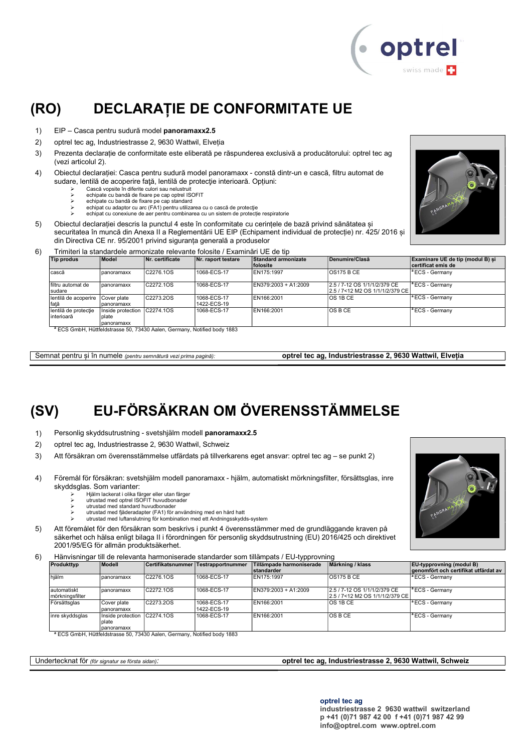# (RO) DECLARAȚIE DE CONFORMITATE UE

1) EIP – Casca pentru sudură model **panoramaxx2.5**
2) optrel tec ag, Industriestrasse 2, 9630 Wattwil, Elveția
3) Prezenta declarație de conformitate este eliberată pe răspunderea exclusivă a producătorului: optrel tec ag (vezi articolul 2).
4) Obiectul declarației: Casca pentru sudură model panoramaxx - constă dintr-un e cască, filtru automat de sudare, lentilă de acoperire față, lentilă de protecţie interioară. Opțiuni:
   - Cască vopsite în diferite culori sau nelustruit
   - echipate cu bandă de fixare pe cap optrel ISOFIT
   - echipate cu bandă de fixare pe cap standard
   - echipat cu adaptor cu arc (FA1) pentru utilizarea cu o cască de protecție
   - echipat cu conexiune de aer pentru combinarea cu un sistem de protecție respiratorie
5) Obiectul declarației descris la punctul 4 este în conformitate cu cerințele de bază privind sănătatea și securitatea în muncă din Anexa II a Reglementării UE EIP (Echipament individual de protecție) nr. 425/ 2016 și din Directiva CE nr. 95/2001 privind siguranța generală a produselor
6) Trimiteri la standardele armonizate relevante folosite / Examinări UE de tip

| Tip produs | Model | Nr. certificate | Nr. raport testare | Standard armonizate folosite | Denumire/Clasă | Examinare UE de tip (modul B) și certificat emis de |
|---|---|---|---|---|---|---|
| cască | panoramaxx | C2276.1OS | 1068-ECS-17 | EN175:1997 | OS175 B CE | [a] ECS - Germany |
| filtru automat de sudare | panoramaxx | C2272.1OS | 1068-ECS-17 | EN379:2003 + A1:2009 | 2.5 / 7-12 OS 1/1/1/2/379 CE<br>2.5 / 7<12 M2 OS 1/1/1/2/379 CE | [a] ECS - Germany |
| lentilă de acoperire față | Cover plate panoramaxx | C2273.2OS | 1068-ECS-17<br>1422-ECS-19 | EN166:2001 | OS 1B CE | [a] ECS - Germany |
| lentilă de protecție interioară | Inside protection plate panoramaxx | C2274.1OS | 1068-ECS-17 | EN166:2001 | OS B CE | [a] ECS - Germany |

[a] ECS GmbH, Hüttfeldstrasse 50, 73430 Aalen, Germany, Notified body 1883

Semnat pentru și în numele *(pentru semnătură vezi prima pagină)*: **optrel tec ag, Industriestrasse 2, 9630 Wattwil, Elveția**

# (SV) EU-FÖRSÄKRAN OM ÖVERENSSTÄMMELSE

1) Personlig skyddsutrustning - svetshjälm modell **panoramaxx2.5**
2) optrel tec ag, Industriestrasse 2, 9630 Wattwil, Schweiz
3) Att försäkran om överensstämmelse utfärdats på tillverkarens eget ansvar: optrel tec ag – se punkt 2)
4) Föremål för försäkran: svetshjälm modell panoramaxx - hjälm, automatiskt mörkningsfilter, försättsglas, inre skyddsglas. Som varianter:
   - Hjälm lackerat i olika färger eller utan färger
   - utrustad med optrel ISOFIT huvudbonader
   - utrustad med standard huvudbonader
   - utrustad med fjäderadapter (FA1) för användning med en hård hatt
   - utrustad med luftanslutning för kombination med ett Andningsskydds-system
5) Att föremålet för den försäkran som beskrivs i punkt 4 överensstämmer med de grundläggande kraven på säkerhet och hälsa enligt bilaga II i förordningen för personlig skyddsutrustning (EU) 2016/425 och direktivet 2001/95/EG för allmän produktsäkerhet.
6) Hänvisningar till de relevanta harmoniserade standarder som tillämpats / EU-typprovning

| Produkttyp | Modell | Certifikatsnummer | Testrapportnummer | Tillämpade harmoniserade standarder | Märkning / klass | EU-typprovning (modul B) genomfört och certifikat utfärdat av |
|---|---|---|---|---|---|---|
| hjälm | panoramaxx | C2276.1OS | 1068-ECS-17 | EN175:1997 | OS175 B CE | [a] ECS - Germany |
| automatiskt mörkningsfilter | panoramaxx | C2272.1OS | 1068-ECS-17 | EN379:2003 + A1:2009 | 2.5 / 7-12 OS 1/1/1/2/379 CE<br>2.5 / 7<12 M2 OS 1/1/1/2/379 CE | [a] ECS - Germany |
| Försättsglas | Cover plate panoramaxx | C2273.2OS | 1068-ECS-17<br>1422-ECS-19 | EN166:2001 | OS 1B CE | [a] ECS - Germany |
| inre skyddsglas | Inside protection plate panoramaxx | C2274.1OS | 1068-ECS-17 | EN166:2001 | OS B CE | [a] ECS - Germany |

[a] ECS GmbH, Hüttfeldstrasse 50, 73430 Aalen, Germany, Notified body 1883

Undertecknat för *(för signatur se första sidan)*: **optrel tec ag, Industriestrasse 2, 9630 Wattwil, Schweiz**

**optrel tec ag**
**industriestrasse 2 9630 wattwil switzerland**
**p +41 (0)71 987 42 00 f +41 (0)71 987 42 99**
**info@optrel.com www.optrel.com**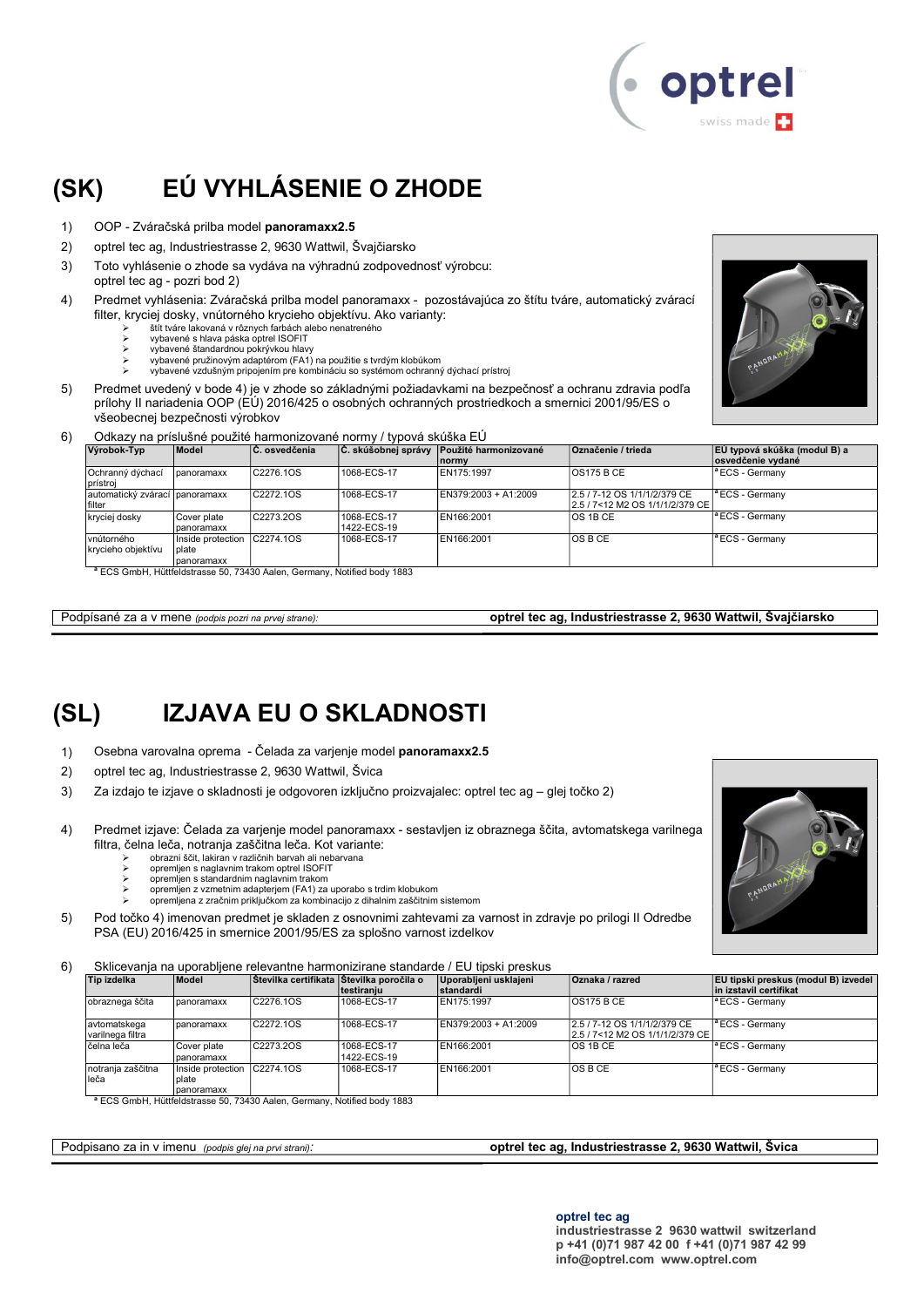# (SK) EÚ VYHLÁSENIE O ZHODE

1) OOP - Zváračská prilba model **panoramaxx2.5**

2) optrel tec ag, Industriestrasse 2, 9630 Wattwil, Švajčiarsko

3) Toto vyhlásenie o zhode sa vydáva na výhradnú zodpovednosť výrobcu: optrel tec ag - pozri bod 2)

4) Predmet vyhlásenia: Zváračská prilba model panoramaxx - pozostávajúca zo štítu tváre, automatický zvárací filter, kryciej dosky, vnútorného krycieho objektívu. Ako varianty:
   - štít tváre lakovaná v rôznych farbách alebo nenatreného
   - vybavené s hlava páska optrel ISOFIT
   - vybavené štandardnou pokrývkou hlavy
   - vybavené pružinovým adaptérom (FA1) na použitie s tvrdým klobúkom
   - vybavené vzdušným pripojením pre kombináciu so systémom ochranný dýchací prístroj

5) Predmet uvedený v bode 4) je v zhode so základnými požiadavkami na bezpečnosť a ochranu zdravia podľa prílohy II nariadenia OOP (EÚ) 2016/425 o osobných ochranných prostriedkoch a smernici 2001/95/ES o všeobecnej bezpečnosti výrobkov

6) Odkazy na príslušné použité harmonizované normy / typová skúška EÚ

| Výrobok-Typ | Model | Č. osvedčenia | Č. skúšobnej správy | Použité harmonizované normy | Označenie / trieda | EÚ typová skúška (modul B) a osvedčenie vydané |
|---|---|---|---|---|---|---|
| Ochranný dýchací prístroj | panoramaxx | C2276.1OS | 1068-ECS-17 | EN175:1997 | OS175 B CE | [a] ECS - Germany |
| automatický zvárací filter | panoramaxx | C2272.1OS | 1068-ECS-17 | EN379:2003 + A1:2009 | 2.5 / 7-12 OS 1/1/1/2/379 CE<br>2.5 / 7<12 M2 OS 1/1/1/2/379 CE | [a] ECS - Germany |
| kryciej dosky | Cover plate panoramaxx | C2273.2OS | 1068-ECS-17<br>1422-ECS-19 | EN166:2001 | OS 1B CE | [a] ECS - Germany |
| vnútorného krycieho objektívu | Inside protection plate panoramaxx | C2274.1OS | 1068-ECS-17 | EN166:2001 | OS B CE | [a] ECS - Germany |

[a] ECS GmbH, Hüttfeldstrasse 50, 73430 Aalen, Germany, Notified body 1883

Podpísané za a v mene *(podpis pozri na prvej strane):* **optrel tec ag, Industriestrasse 2, 9630 Wattwil, Švajčiarsko**

# (SL) IZJAVA EU O SKLADNOSTI

1) Osebna varovalna oprema - Čelada za varjenje model **panoramaxx2.5**

2) optrel tec ag, Industriestrasse 2, 9630 Wattwil, Švica

3) Za izdajo te izjave o skladnosti je odgovoren izključno proizvajalec: optrel tec ag – glej točko 2)

4) Predmet izjave: Čelada za varjenje model panoramaxx - sestavljen iz obraznega ščita, avtomatskega varilnega filtra, čelna leča, notranja zaščitna leča. Kot variante:
   - obrazni ščit, lakiran v različnih barvah ali nebarvana
   - opremljen s naglavnim trakom optrel ISOFIT
   - opremljen s standardnim naglavnim trakom
   - opremljen z vzmetnim adapterjem (FA1) za uporabo s trdim klobukom
   - opremljena z zračnim priključkom za kombinacijo z dihalnim zaščitnim sistemom

5) Pod točko 4) imenovan predmet je skladen z osnovnimi zahtevami za varnost in zdravje po prilogi II Odredbe PSA (EU) 2016/425 in smernice 2001/95/ES za splošno varnost izdelkov

6) Sklicevanja na uporabljene relevantne harmonizirane standarde / EU tipski preskus

| Tip izdelka | Model | Številka certifikata | Številka poročila o testiranju | Uporabljeni usklajeni standardi | Oznaka / razred | EU tipski preskus (modul B) izvedel in izstavil certifikat |
|---|---|---|---|---|---|---|
| obraznega ščita | panoramaxx | C2276.1OS | 1068-ECS-17 | EN175:1997 | OS175 B CE | [a] ECS - Germany |
| avtomatskega varilnega filtra | panoramaxx | C2272.1OS | 1068-ECS-17 | EN379:2003 + A1:2009 | 2.5 / 7-12 OS 1/1/1/2/379 CE<br>2.5 / 7<12 M2 OS 1/1/1/2/379 CE | [a] ECS - Germany |
| čelna leča | Cover plate panoramaxx | C2273.2OS | 1068-ECS-17<br>1422-ECS-19 | EN166:2001 | OS 1B CE | [a] ECS - Germany |
| notranja zaščitna leča | Inside protection plate panoramaxx | C2274.1OS | 1068-ECS-17 | EN166:2001 | OS B CE | [a] ECS - Germany |

[a] ECS GmbH, Hüttfeldstrasse 50, 73430 Aalen, Germany, Notified body 1883

Podpisano za in v imenu *(podpis glej na prvi strani):* **optrel tec ag, Industriestrasse 2, 9630 Wattwil, Švica**

**optrel tec ag**
**industriestrasse 2 9630 wattwil switzerland**
**p +41 (0)71 987 42 00 f +41 (0)71 987 42 99**
**info@optrel.com www.optrel.com**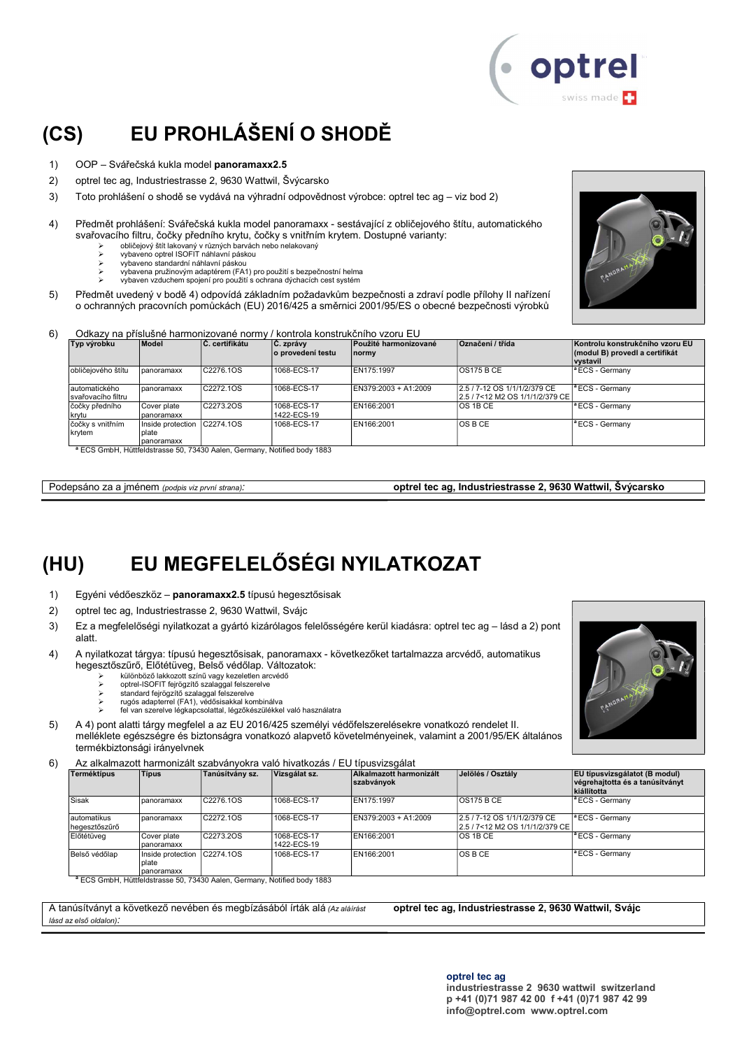# (CS) EU PROHLÁŠENÍ O SHODĚ

1) OOP – Svářečská kukla model **panoramaxx2.5**
2) optrel tec ag, Industriestrasse 2, 9630 Wattwil, Švýcarsko
3) Toto prohlášení o shodě se vydává na výhradní odpovědnost výrobce: optrel tec ag – viz bod 2)
4) Předmět prohlášení: Svářečská kukla model panoramaxx - sestávající z obličejového štítu, automatického svařovacího filtru, čočky předního krytu, čočky s vnitřním krytem. Dostupné varianty:
   - obličejový štít lakovaný v různých barvách nebo nelakovaný
   - vybaveno optrel ISOFIT náhlavní páskou
   - vybaveno standardní náhlavní páskou
   - vybavena pružinovým adaptérem (FA1) pro použití s bezpečnostní helma
   - vybaven vzduchem spojení pro použití s ochrana dýchacích cest systém
5) Předmět uvedený v bodě 4) odpovídá základním požadavkům bezpečnosti a zdraví podle přílohy II nařízení o ochranných pracovních pomůckách (EU) 2016/425 a směrnici 2001/95/ES o obecné bezpečnosti výrobků
6) Odkazy na příslušné harmonizované normy / kontrola konstrukčního vzoru EU

| Typ výrobku | Model | Č. certifikátu | Č. zprávy o provedení testu | Použité harmonizované normy | Označení / třída | Kontrolu konstrukčního vzoru EU (modul B) provedl a certifikát vystavil |
|---|---|---|---|---|---|---|
| obličejového štítu | panoramaxx | C2276.1OS | 1068-ECS-17 | EN175:1997 | OS175 B CE | [a] ECS - Germany |
| automatického svařovacího filtru | panoramaxx | C2272.1OS | 1068-ECS-17 | EN379:2003 + A1:2009 | 2.5 / 7-12 OS 1/1/1/2/379 CE 2.5 / 7<12 M2 OS 1/1/1/2/379 CE | [a] ECS - Germany |
| čočky předního krytu | Cover plate panoramaxx | C2273.2OS | 1068-ECS-17 1422-ECS-19 | EN166:2001 | OS 1B CE | [a] ECS - Germany |
| čočky s vnitřním krytem | Inside protection plate panoramaxx | C2274.1OS | 1068-ECS-17 | EN166:2001 | OS B CE | [a] ECS - Germany |

[a] ECS GmbH, Hüttfeldstrasse 50, 73430 Aalen, Germany, Notified body 1883

Podepsáno za a jménem *(podpis viz první strana)*: **optrel tec ag, Industriestrasse 2, 9630 Wattwil, Švýcarsko**

# (HU) EU MEGFELELŐSÉGI NYILATKOZAT

1) Egyéni védőeszköz – **panoramaxx2.5** típusú hegesztősisak
2) optrel tec ag, Industriestrasse 2, 9630 Wattwil, Svájc
3) Ez a megfelelőségi nyilatkozat a gyártó kizárólagos felelősségére kerül kiadásra: optrel tec ag – lásd a 2) pont alatt.
4) A nyilatkozat tárgya: típusú hegesztősisak, panoramaxx - következőket tartalmazza arcvédő, automatikus hegesztőszűrő, Előtétüveg, Belső védőlap. Változatok:
   - különböző lakkozott színű vagy kezeletlen arcvédő
   - optrel-ISOFIT fejrögzítő szalaggal felszerelve
   - standard fejrögzítő szalaggal felszerelve
   - rugós adapterrel (FA1), védősisakkal kombinálva
   - fel van szerelve légkapcsolattal, légzőkészülékkel való használatra
5) A 4) pont alatti tárgy megfelel a az EU 2016/425 személyi védőfelszerelésekre vonatkozó rendelet II. melléklete egészségre és biztonságra vonatkozó alapvető követelményeinek, valamint a 2001/95/EK általános termékbiztonsági irányelvnek
6) Az alkalmazott harmonizált szabványokra való hivatkozás / EU típusvizsgálat

| Terméktípus | Típus | Tanúsítvány sz. | Vizsgálat sz. | Alkalmazott harmonizált szabványok | Jelölés / Osztály | EU típusvizsgálatot (B modul) végrehajtotta és a tanúsítványt kiállította |
|---|---|---|---|---|---|---|
| Sisak | panoramaxx | C2276.1OS | 1068-ECS-17 | EN175:1997 | OS175 B CE | [a] ECS - Germany |
| automatikus hegesztőszűrő | panoramaxx | C2272.1OS | 1068-ECS-17 | EN379:2003 + A1:2009 | 2.5 / 7-12 OS 1/1/1/2/379 CE 2.5 / 7<12 M2 OS 1/1/1/2/379 CE | [a] ECS - Germany |
| Előtétüveg | Cover plate panoramaxx | C2273.2OS | 1068-ECS-17 1422-ECS-19 | EN166:2001 | OS 1B CE | [a] ECS - Germany |
| Belső védőlap | Inside protection plate panoramaxx | C2274.1OS | 1068-ECS-17 | EN166:2001 | OS B CE | [a] ECS - Germany |

[a] ECS GmbH, Hüttfeldstrasse 50, 73430 Aalen, Germany, Notified body 1883

A tanúsítványt a következő nevében és megbízásából írták alá *(Az aláírást lásd az első oldalon)*: **optrel tec ag, Industriestrasse 2, 9630 Wattwil, Svájc**

**optrel tec ag**
**industriestrasse 2 9630 wattwil switzerland**
**p +41 (0)71 987 42 00 f +41 (0)71 987 42 99**
**info@optrel.com www.optrel.com**